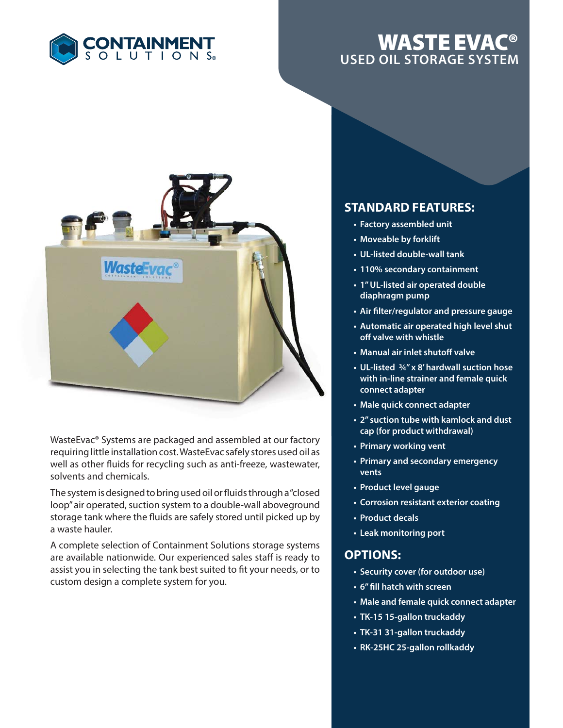CONTAINMENT SOLUTIONS®

# WASTE EVAC®

## USED OIL STORAGE SYSTEM

WasteEvac® Systems are packaged and assembled at our factory requiring little installation cost. WasteEvac safely stores used oil as well as other fluids for recycling such as anti-freeze, wastewater, solvents and chemicals.

The system is designed to bring used oil or fluids through a "closed loop" air operated, suction system to a double-wall aboveground storage tank where the fluids are safely stored until picked up by a waste hauler.

A complete selection of Containment Solutions storage systems are available nationwide. Our experienced sales staff is ready to assist you in selecting the tank best suited to fit your needs, or to custom design a complete system for you.

## STANDARD FEATURES:

- Factory assembled unit
- Moveable by forklift
- UL-listed double-wall tank
- 110% secondary containment
- 1" UL-listed air operated double diaphragm pump
- Air filter/regulator and pressure gauge
- Automatic air operated high level shut off valve with whistle
- Manual air inlet shutoff valve
- UL-listed ¾" x 8' hardwall suction hose with in-line strainer and female quick connect adapter
- Male quick connect adapter
- 2" suction tube with kamlock and dust cap (for product withdrawal)
- Primary working vent
- Primary and secondary emergency vents
- Product level gauge
- Corrosion resistant exterior coating
- Product decals
- Leak monitoring port

## OPTIONS:

- Security cover (for outdoor use)
- 6" fill hatch with screen
- Male and female quick connect adapter
- TK-15 15-gallon truckaddy
- TK-31 31-gallon truckaddy
- RK-25HC 25-gallon rollkaddy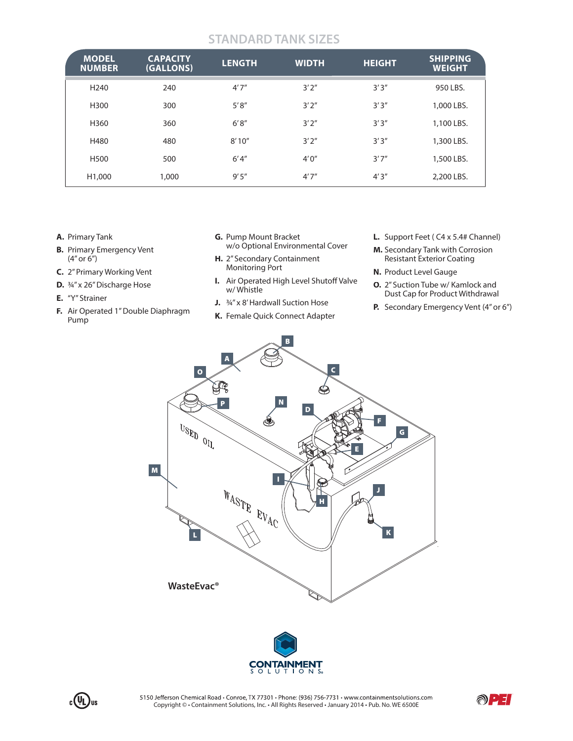## STANDARD TANK SIZES

| MODEL NUMBER | CAPACITY (GALLONS) | LENGTH | WIDTH | HEIGHT | SHIPPING WEIGHT |
|---|---|---|---|---|---|
| H240 | 240 | 4′ 7″ | 3′ 2″ | 3′ 3″ | 950 LBS. |
| H300 | 300 | 5′ 8″ | 3′ 2″ | 3′ 3″ | 1,000 LBS. |
| H360 | 360 | 6′ 8″ | 3′ 2″ | 3′ 3″ | 1,100 LBS. |
| H480 | 480 | 8′ 10″ | 3′ 2″ | 3′ 3″ | 1,300 LBS. |
| H500 | 500 | 6′ 4″ | 4′ 0″ | 3′ 7″ | 1,500 LBS. |
| H1,000 | 1,000 | 9′ 5″ | 4′ 7″ | 4′ 3″ | 2,200 LBS. |

- **A.** Primary Tank
- **B.** Primary Emergency Vent (4″ or 6″)
- **C.** 2″ Primary Working Vent
- **D.** ¾″ x 26″ Discharge Hose
- **E.** "Y" Strainer
- **F.** Air Operated 1″ Double Diaphragm Pump
- **G.** Pump Mount Bracket w/o Optional Environmental Cover
- **H.** 2″ Secondary Containment Monitoring Port
- **I.** Air Operated High Level Shutoff Valve w/ Whistle
- **J.** ¾″ x 8′ Hardwall Suction Hose
- **K.** Female Quick Connect Adapter
- **L.** Support Feet ( C4 x 5.4# Channel)
- **M.** Secondary Tank with Corrosion Resistant Exterior Coating
- **N.** Product Level Gauge
- **O.** 2″ Suction Tube w/ Kamlock and Dust Cap for Product Withdrawal
- **P.** Secondary Emergency Vent (4″ or 6″)

A B C D E F G H I J K L M N O P

USED OIL

WASTE EVAC

**WasteEvac®**

CONTAINMENT SOLUTIONS

5150 Jefferson Chemical Road • Conroe, TX 77301 • Phone: (936) 756-7731 • www.containmentsolutions.com
Copyright © • Containment Solutions, Inc. • All Rights Reserved • January 2014 • Pub. No. WE 6500E